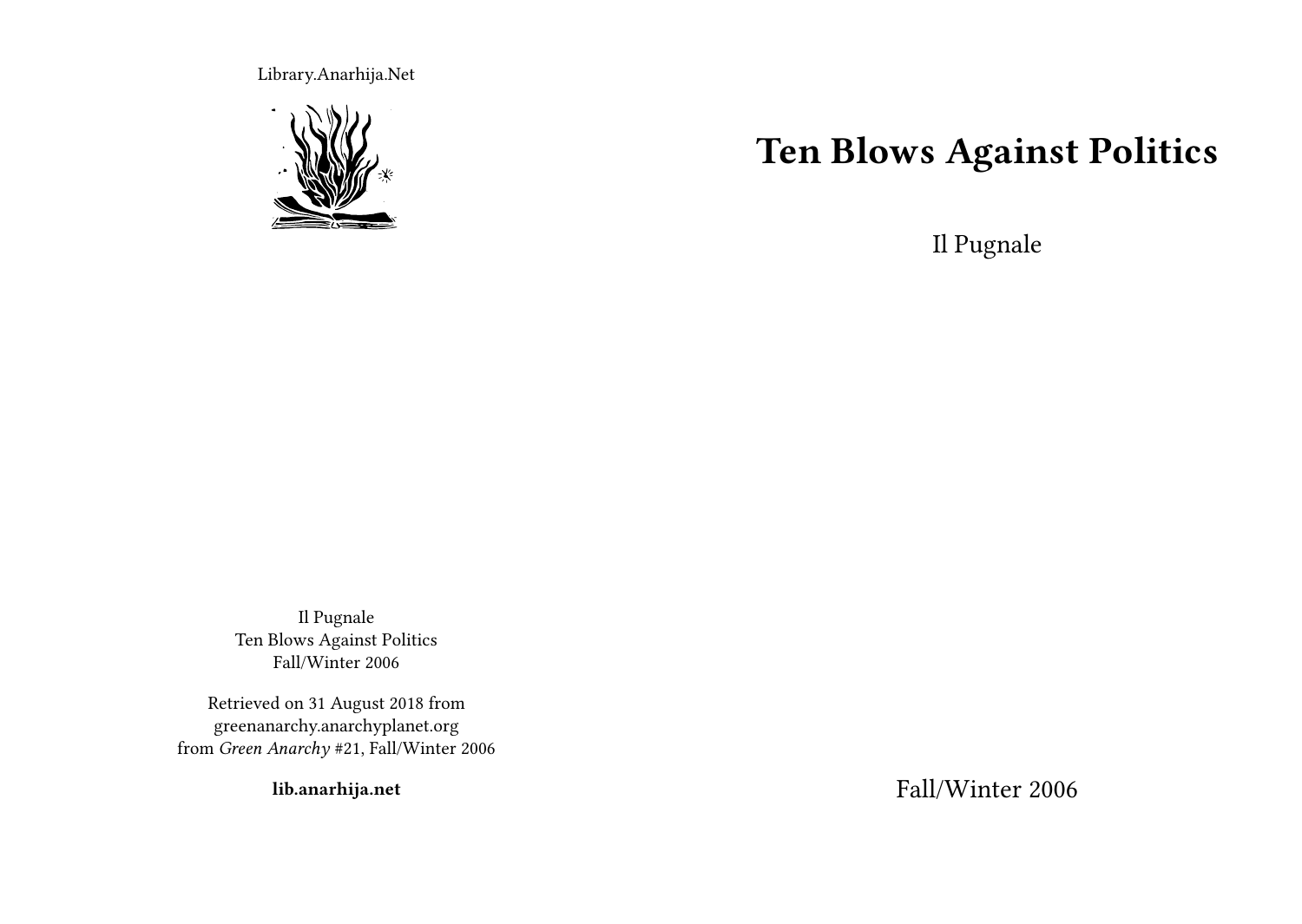Library.Anarhija.Net

# Ten Blows Against Politics

Il Pugnale

Fall/Winter 2006

Il Pugnale
Ten Blows Against Politics
Fall/Winter 2006

Retrieved on 31 August 2018 from greenanarchy.anarchyplanet.org
from *Green Anarchy* #21, Fall/Winter 2006

**lib.anarhija.net**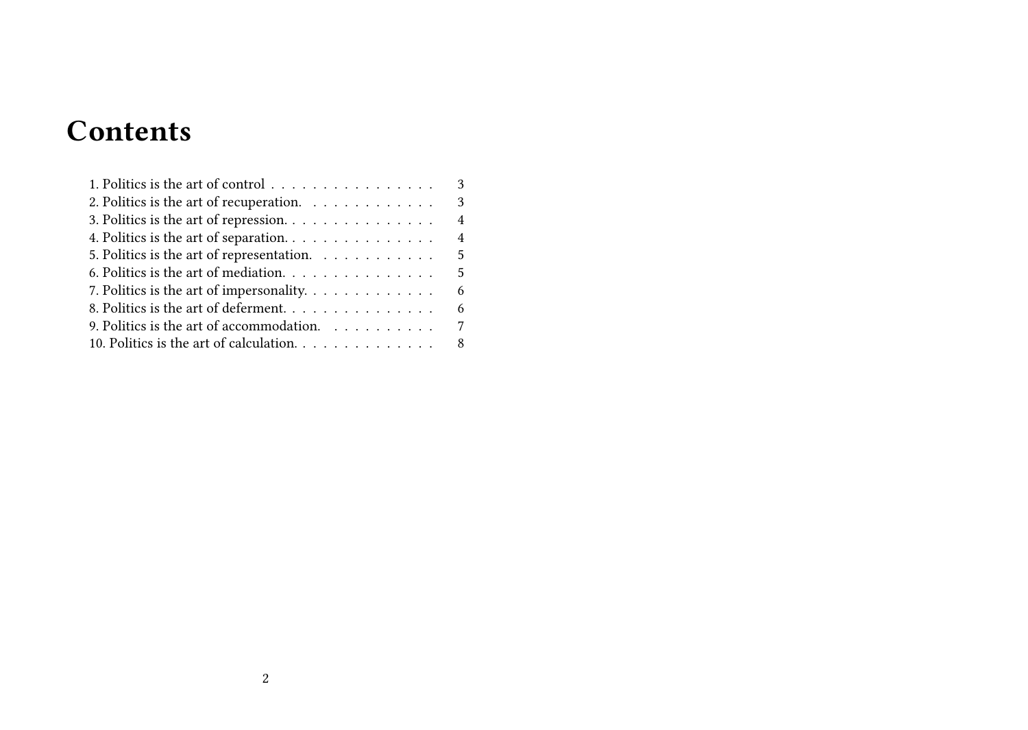# Contents

1. Politics is the art of control . . . . . . . . . . . . . . . . 3
2. Politics is the art of recuperation. . . . . . . . . . . . . 3
3. Politics is the art of repression. . . . . . . . . . . . . . . 4
4. Politics is the art of separation. . . . . . . . . . . . . . . 4
5. Politics is the art of representation. . . . . . . . . . . . 5
6. Politics is the art of mediation. . . . . . . . . . . . . . . 5
7. Politics is the art of impersonality. . . . . . . . . . . . . 6
8. Politics is the art of deferment. . . . . . . . . . . . . . . 6
9. Politics is the art of accommodation. . . . . . . . . . . 7
10. Politics is the art of calculation. . . . . . . . . . . . . . 8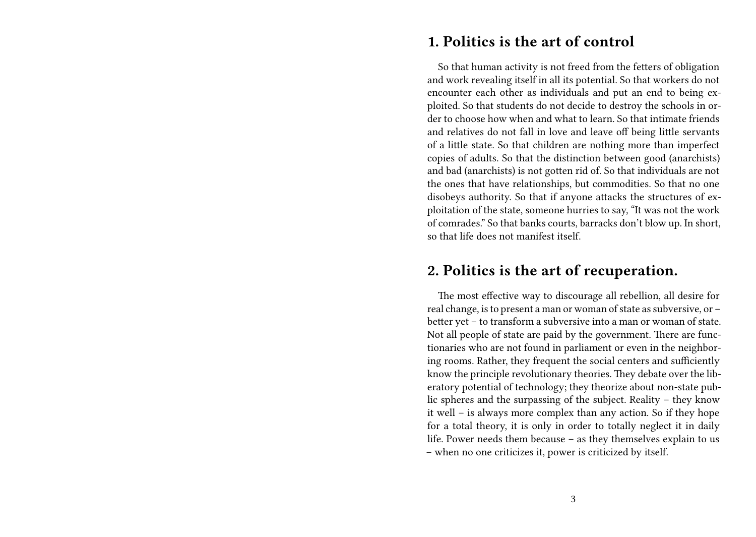## 1. Politics is the art of control

So that human activity is not freed from the fetters of obligation and work revealing itself in all its potential. So that workers do not encounter each other as individuals and put an end to being exploited. So that students do not decide to destroy the schools in order to choose how when and what to learn. So that intimate friends and relatives do not fall in love and leave off being little servants of a little state. So that children are nothing more than imperfect copies of adults. So that the distinction between good (anarchists) and bad (anarchists) is not gotten rid of. So that individuals are not the ones that have relationships, but commodities. So that no one disobeys authority. So that if anyone attacks the structures of exploitation of the state, someone hurries to say, "It was not the work of comrades." So that banks courts, barracks don't blow up. In short, so that life does not manifest itself.

## 2. Politics is the art of recuperation.

The most effective way to discourage all rebellion, all desire for real change, is to present a man or woman of state as subversive, or – better yet – to transform a subversive into a man or woman of state. Not all people of state are paid by the government. There are functionaries who are not found in parliament or even in the neighboring rooms. Rather, they frequent the social centers and sufficiently know the principle revolutionary theories. They debate over the liberatory potential of technology; they theorize about non-state public spheres and the surpassing of the subject. Reality – they know it well – is always more complex than any action. So if they hope for a total theory, it is only in order to totally neglect it in daily life. Power needs them because – as they themselves explain to us – when no one criticizes it, power is criticized by itself.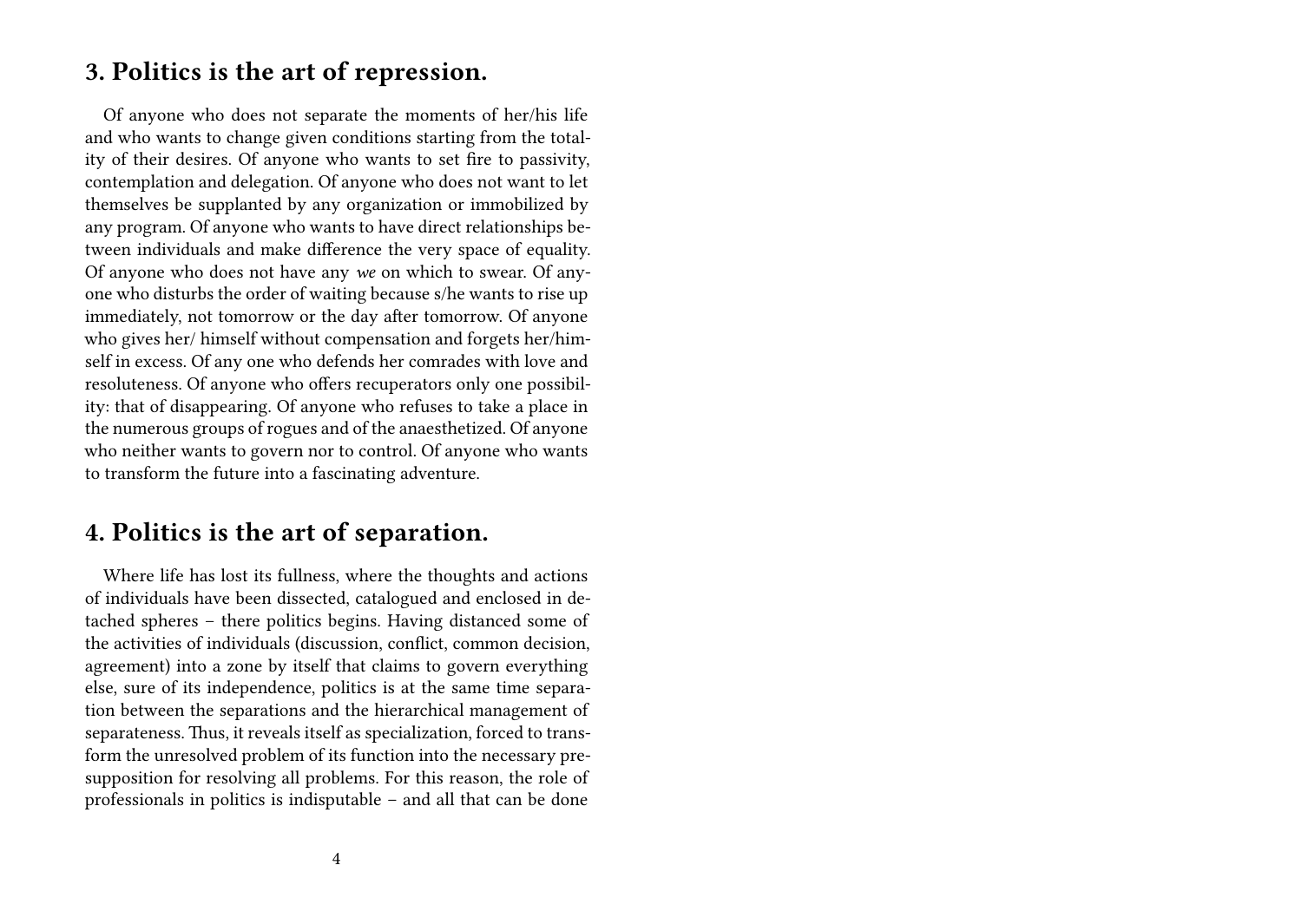## 3. Politics is the art of repression.

Of anyone who does not separate the moments of her/his life and who wants to change given conditions starting from the totality of their desires. Of anyone who wants to set fire to passivity, contemplation and delegation. Of anyone who does not want to let themselves be supplanted by any organization or immobilized by any program. Of anyone who wants to have direct relationships between individuals and make difference the very space of equality. Of anyone who does not have any *we* on which to swear. Of anyone who disturbs the order of waiting because s/he wants to rise up immediately, not tomorrow or the day after tomorrow. Of anyone who gives her/ himself without compensation and forgets her/himself in excess. Of any one who defends her comrades with love and resoluteness. Of anyone who offers recuperators only one possibility: that of disappearing. Of anyone who refuses to take a place in the numerous groups of rogues and of the anaesthetized. Of anyone who neither wants to govern nor to control. Of anyone who wants to transform the future into a fascinating adventure.

## 4. Politics is the art of separation.

Where life has lost its fullness, where the thoughts and actions of individuals have been dissected, catalogued and enclosed in detached spheres – there politics begins. Having distanced some of the activities of individuals (discussion, conflict, common decision, agreement) into a zone by itself that claims to govern everything else, sure of its independence, politics is at the same time separation between the separations and the hierarchical management of separateness. Thus, it reveals itself as specialization, forced to transform the unresolved problem of its function into the necessary presupposition for resolving all problems. For this reason, the role of professionals in politics is indisputable – and all that can be done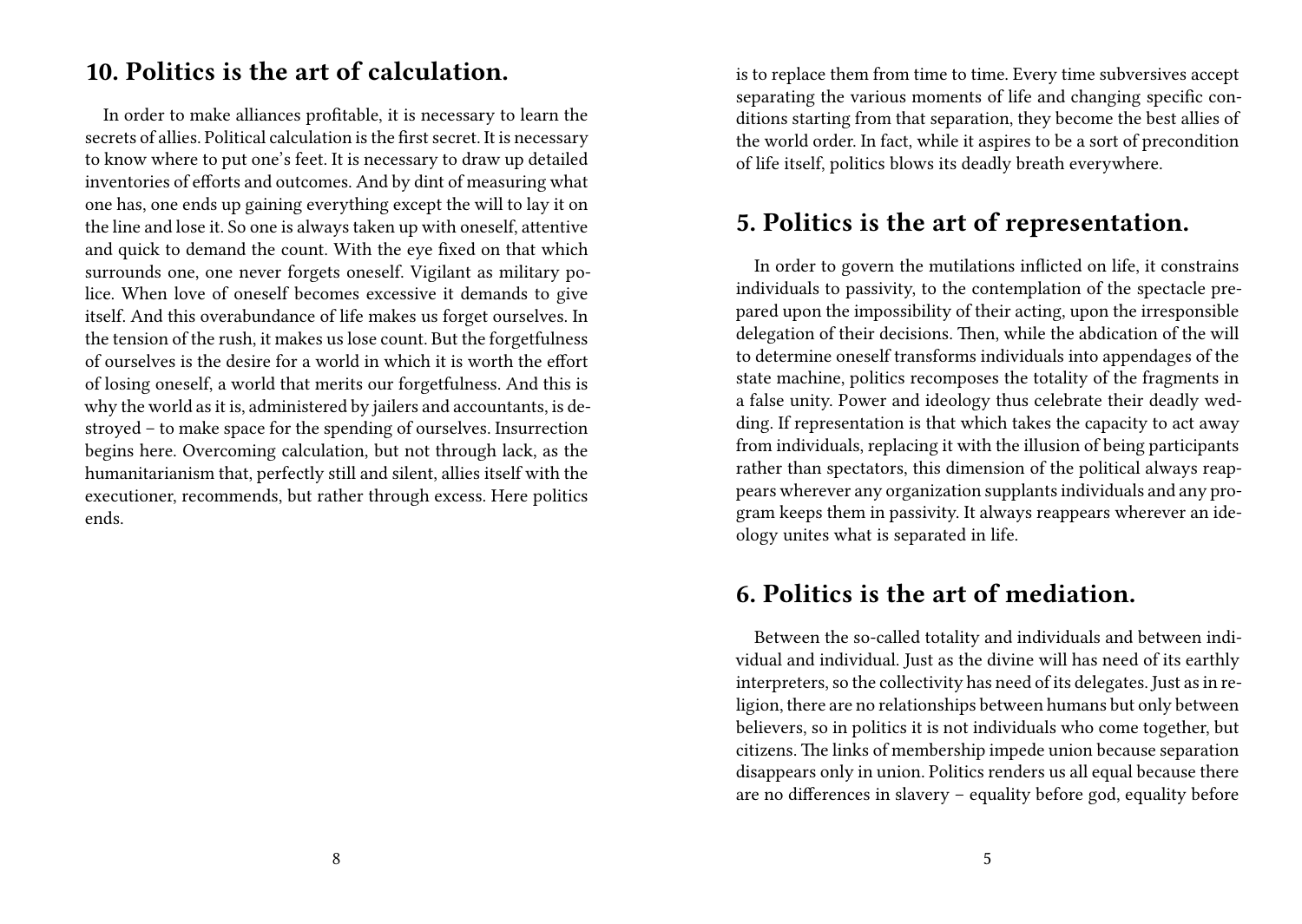## 10. Politics is the art of calculation.

In order to make alliances profitable, it is necessary to learn the secrets of allies. Political calculation is the first secret. It is necessary to know where to put one's feet. It is necessary to draw up detailed inventories of efforts and outcomes. And by dint of measuring what one has, one ends up gaining everything except the will to lay it on the line and lose it. So one is always taken up with oneself, attentive and quick to demand the count. With the eye fixed on that which surrounds one, one never forgets oneself. Vigilant as military police. When love of oneself becomes excessive it demands to give itself. And this overabundance of life makes us forget ourselves. In the tension of the rush, it makes us lose count. But the forgetfulness of ourselves is the desire for a world in which it is worth the effort of losing oneself, a world that merits our forgetfulness. And this is why the world as it is, administered by jailers and accountants, is destroyed – to make space for the spending of ourselves. Insurrection begins here. Overcoming calculation, but not through lack, as the humanitarianism that, perfectly still and silent, allies itself with the executioner, recommends, but rather through excess. Here politics ends.

is to replace them from time to time. Every time subversives accept separating the various moments of life and changing specific conditions starting from that separation, they become the best allies of the world order. In fact, while it aspires to be a sort of precondition of life itself, politics blows its deadly breath everywhere.

## 5. Politics is the art of representation.

In order to govern the mutilations inflicted on life, it constrains individuals to passivity, to the contemplation of the spectacle prepared upon the impossibility of their acting, upon the irresponsible delegation of their decisions. Then, while the abdication of the will to determine oneself transforms individuals into appendages of the state machine, politics recomposes the totality of the fragments in a false unity. Power and ideology thus celebrate their deadly wedding. If representation is that which takes the capacity to act away from individuals, replacing it with the illusion of being participants rather than spectators, this dimension of the political always reappears wherever any organization supplants individuals and any program keeps them in passivity. It always reappears wherever an ideology unites what is separated in life.

## 6. Politics is the art of mediation.

Between the so-called totality and individuals and between individual and individual. Just as the divine will has need of its earthly interpreters, so the collectivity has need of its delegates. Just as in religion, there are no relationships between humans but only between believers, so in politics it is not individuals who come together, but citizens. The links of membership impede union because separation disappears only in union. Politics renders us all equal because there are no differences in slavery – equality before god, equality before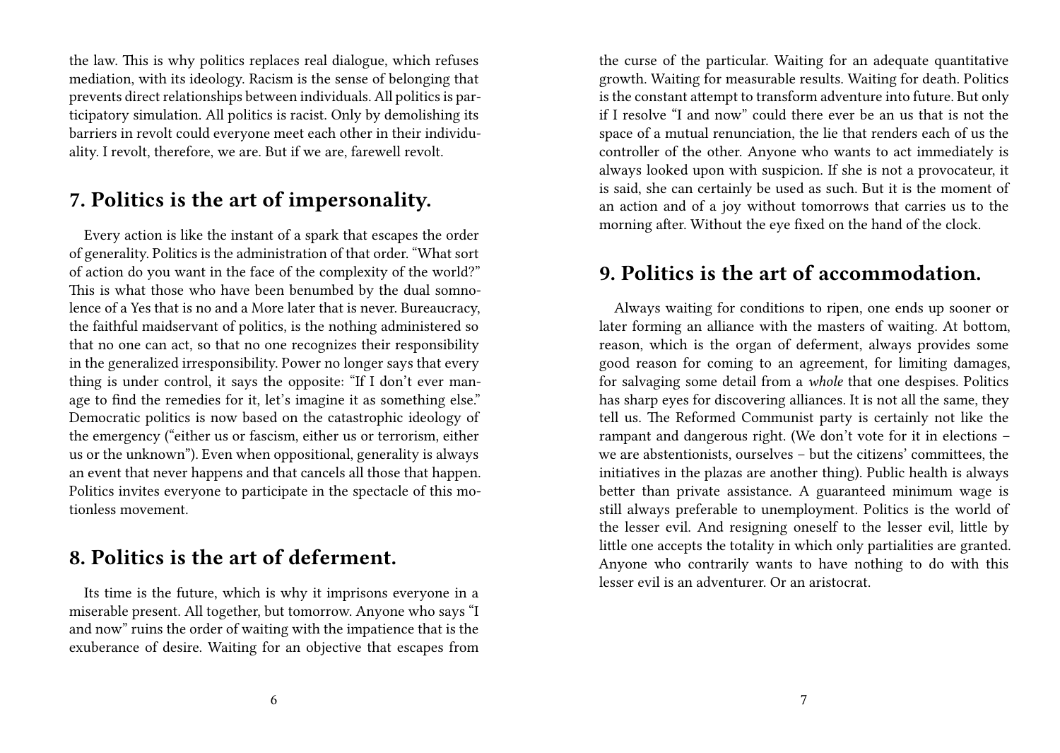the law. This is why politics replaces real dialogue, which refuses mediation, with its ideology. Racism is the sense of belonging that prevents direct relationships between individuals. All politics is participatory simulation. All politics is racist. Only by demolishing its barriers in revolt could everyone meet each other in their individuality. I revolt, therefore, we are. But if we are, farewell revolt.

## 7. Politics is the art of impersonality.

Every action is like the instant of a spark that escapes the order of generality. Politics is the administration of that order. "What sort of action do you want in the face of the complexity of the world?" This is what those who have been benumbed by the dual somnolence of a Yes that is no and a More later that is never. Bureaucracy, the faithful maidservant of politics, is the nothing administered so that no one can act, so that no one recognizes their responsibility in the generalized irresponsibility. Power no longer says that every thing is under control, it says the opposite: "If I don't ever manage to find the remedies for it, let's imagine it as something else." Democratic politics is now based on the catastrophic ideology of the emergency ("either us or fascism, either us or terrorism, either us or the unknown"). Even when oppositional, generality is always an event that never happens and that cancels all those that happen. Politics invites everyone to participate in the spectacle of this motionless movement.

## 8. Politics is the art of deferment.

Its time is the future, which is why it imprisons everyone in a miserable present. All together, but tomorrow. Anyone who says "I and now" ruins the order of waiting with the impatience that is the exuberance of desire. Waiting for an objective that escapes from the curse of the particular. Waiting for an adequate quantitative growth. Waiting for measurable results. Waiting for death. Politics is the constant attempt to transform adventure into future. But only if I resolve "I and now" could there ever be an us that is not the space of a mutual renunciation, the lie that renders each of us the controller of the other. Anyone who wants to act immediately is always looked upon with suspicion. If she is not a provocateur, it is said, she can certainly be used as such. But it is the moment of an action and of a joy without tomorrows that carries us to the morning after. Without the eye fixed on the hand of the clock.

## 9. Politics is the art of accommodation.

Always waiting for conditions to ripen, one ends up sooner or later forming an alliance with the masters of waiting. At bottom, reason, which is the organ of deferment, always provides some good reason for coming to an agreement, for limiting damages, for salvaging some detail from a *whole* that one despises. Politics has sharp eyes for discovering alliances. It is not all the same, they tell us. The Reformed Communist party is certainly not like the rampant and dangerous right. (We don't vote for it in elections – we are abstentionists, ourselves – but the citizens' committees, the initiatives in the plazas are another thing). Public health is always better than private assistance. A guaranteed minimum wage is still always preferable to unemployment. Politics is the world of the lesser evil. And resigning oneself to the lesser evil, little by little one accepts the totality in which only partialities are granted. Anyone who contrarily wants to have nothing to do with this lesser evil is an adventurer. Or an aristocrat.